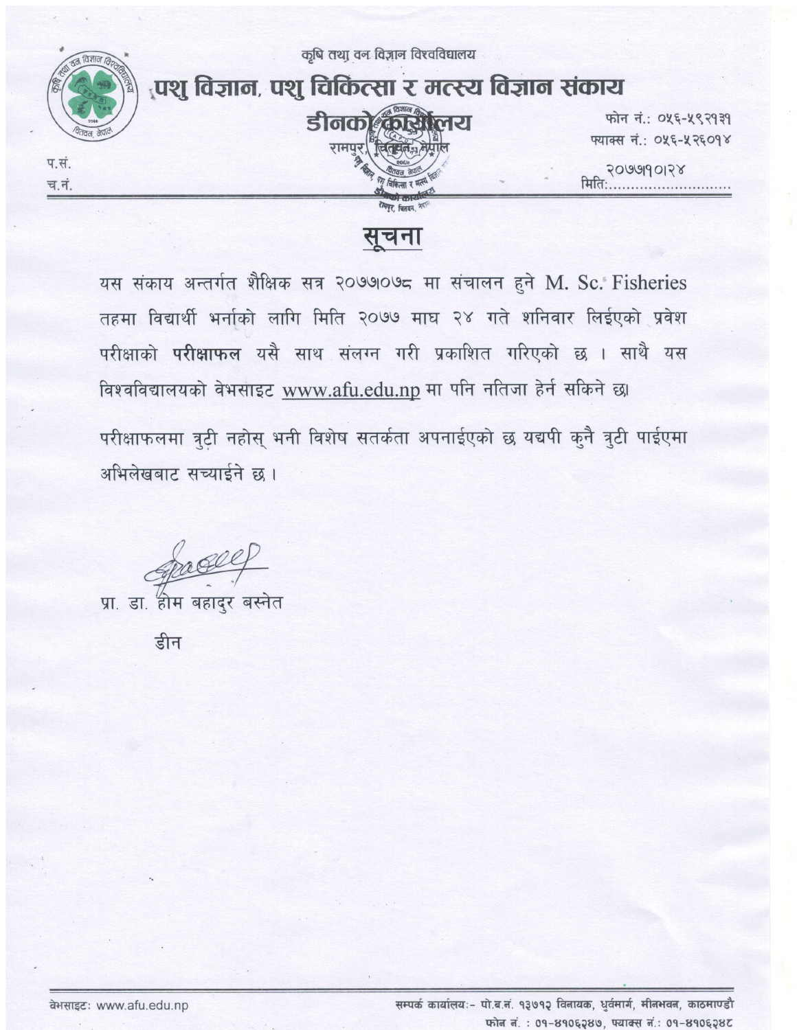कृषि तथा वन विज्ञान विश्वविद्यालय

# पशु विज्ञान, पशु चिकित्सा र मत्स्य विज्ञान संकाय

## डीनको कार्यालय

रामपुर, चितवन, नेपाल

फोन नं.: ०५६-५९२१३१

फ्याक्स नं.: ०५६-५२६०१४

प.सं.

च.नं.

मिति: २०७७।१०।२४

## सूचना

यस संकाय अन्तर्गत शैक्षिक सत्र २०७७।०७८ मा संचालन हुने M. Sc. Fisheries तहमा विद्यार्थी भर्नाको लागि मिति २०७७ माघ २४ गते शनिवार लिईएको प्रवेश परीक्षाको **परीक्षाफल** यसै साथ संलग्न गरी प्रकाशित गरिएको छ । साथै यस विश्वविद्यालयको वेभसाइट www.afu.edu.np मा पनि नतिजा हेर्न सकिने छ।

परीक्षाफलमा त्रुटी नहोस् भनी विशेष सतर्कता अपनाईएको छ यद्यपी कुनै त्रुटी पाईएमा अभिलेखबाट सच्याईने छ ।

प्रा. डा. होम बहादुर बस्नेत

डीन

वेभसाइटः www.afu.edu.np

सम्पर्क कार्यालयः- पो.ब.नं. १३७१२ विनायक, धुर्वमार्ग, मीनभवन, काठमाण्डौ

फोन नं. : ०१-४१०६२४७, फ्याक्स नं.: ०१-४१०६२४८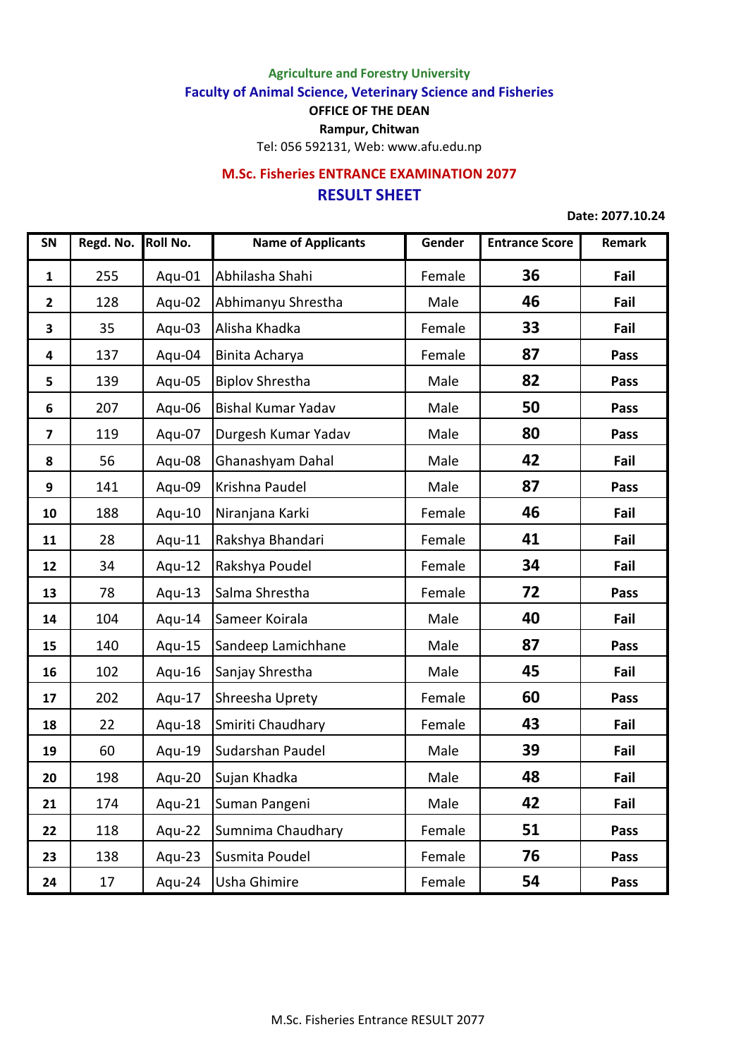Agriculture and Forestry University

Faculty of Animal Science, Veterinary Science and Fisheries

**OFFICE OF THE DEAN**

**Rampur, Chitwan**

Tel: 056 592131, Web: www.afu.edu.np

## M.Sc. Fisheries ENTRANCE EXAMINATION 2077

## RESULT SHEET

**Date: 2077.10.24**

| SN | Regd. No. | Roll No. | Name of Applicants | Gender | Entrance Score | Remark |
|---|---|---|---|---|---|---|
| 1 | 255 | Aqu-01 | Abhilasha Shahi | Female | 36 | Fail |
| 2 | 128 | Aqu-02 | Abhimanyu Shrestha | Male | 46 | Fail |
| 3 | 35 | Aqu-03 | Alisha Khadka | Female | 33 | Fail |
| 4 | 137 | Aqu-04 | Binita Acharya | Female | 87 | Pass |
| 5 | 139 | Aqu-05 | Biplov Shrestha | Male | 82 | Pass |
| 6 | 207 | Aqu-06 | Bishal Kumar Yadav | Male | 50 | Pass |
| 7 | 119 | Aqu-07 | Durgesh Kumar Yadav | Male | 80 | Pass |
| 8 | 56 | Aqu-08 | Ghanashyam Dahal | Male | 42 | Fail |
| 9 | 141 | Aqu-09 | Krishna Paudel | Male | 87 | Pass |
| 10 | 188 | Aqu-10 | Niranjana Karki | Female | 46 | Fail |
| 11 | 28 | Aqu-11 | Rakshya Bhandari | Female | 41 | Fail |
| 12 | 34 | Aqu-12 | Rakshya Poudel | Female | 34 | Fail |
| 13 | 78 | Aqu-13 | Salma Shrestha | Female | 72 | Pass |
| 14 | 104 | Aqu-14 | Sameer Koirala | Male | 40 | Fail |
| 15 | 140 | Aqu-15 | Sandeep Lamichhane | Male | 87 | Pass |
| 16 | 102 | Aqu-16 | Sanjay Shrestha | Male | 45 | Fail |
| 17 | 202 | Aqu-17 | Shreesha Uprety | Female | 60 | Pass |
| 18 | 22 | Aqu-18 | Smiriti Chaudhary | Female | 43 | Fail |
| 19 | 60 | Aqu-19 | Sudarshan Paudel | Male | 39 | Fail |
| 20 | 198 | Aqu-20 | Sujan Khadka | Male | 48 | Fail |
| 21 | 174 | Aqu-21 | Suman Pangeni | Male | 42 | Fail |
| 22 | 118 | Aqu-22 | Sumnima Chaudhary | Female | 51 | Pass |
| 23 | 138 | Aqu-23 | Susmita Poudel | Female | 76 | Pass |
| 24 | 17 | Aqu-24 | Usha Ghimire | Female | 54 | Pass |